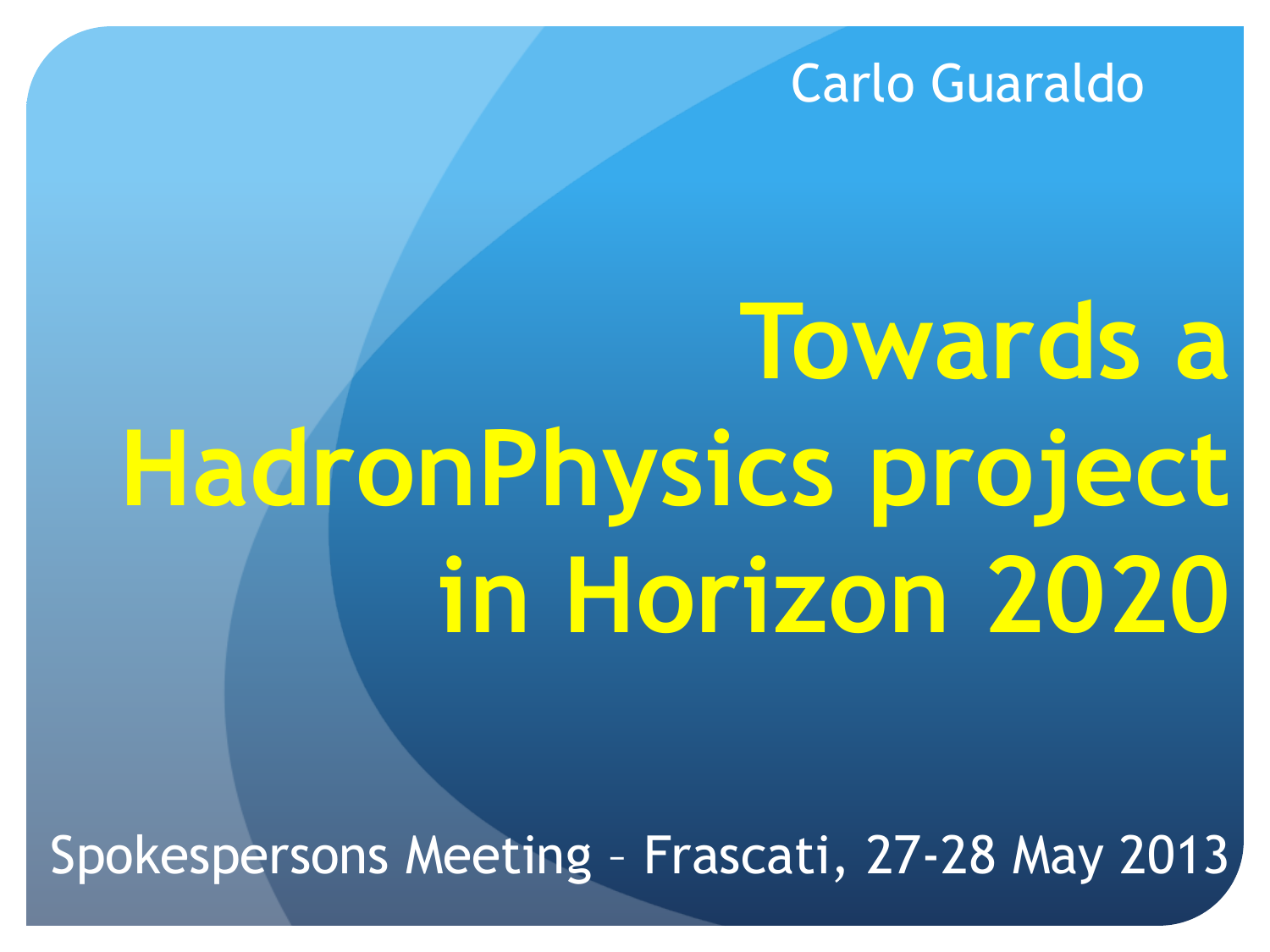Carlo Guaraldo

# Towards a HadronPhysics project in Horizon 2020

Spokespersons Meeting – Frascati, 27-28 May 2013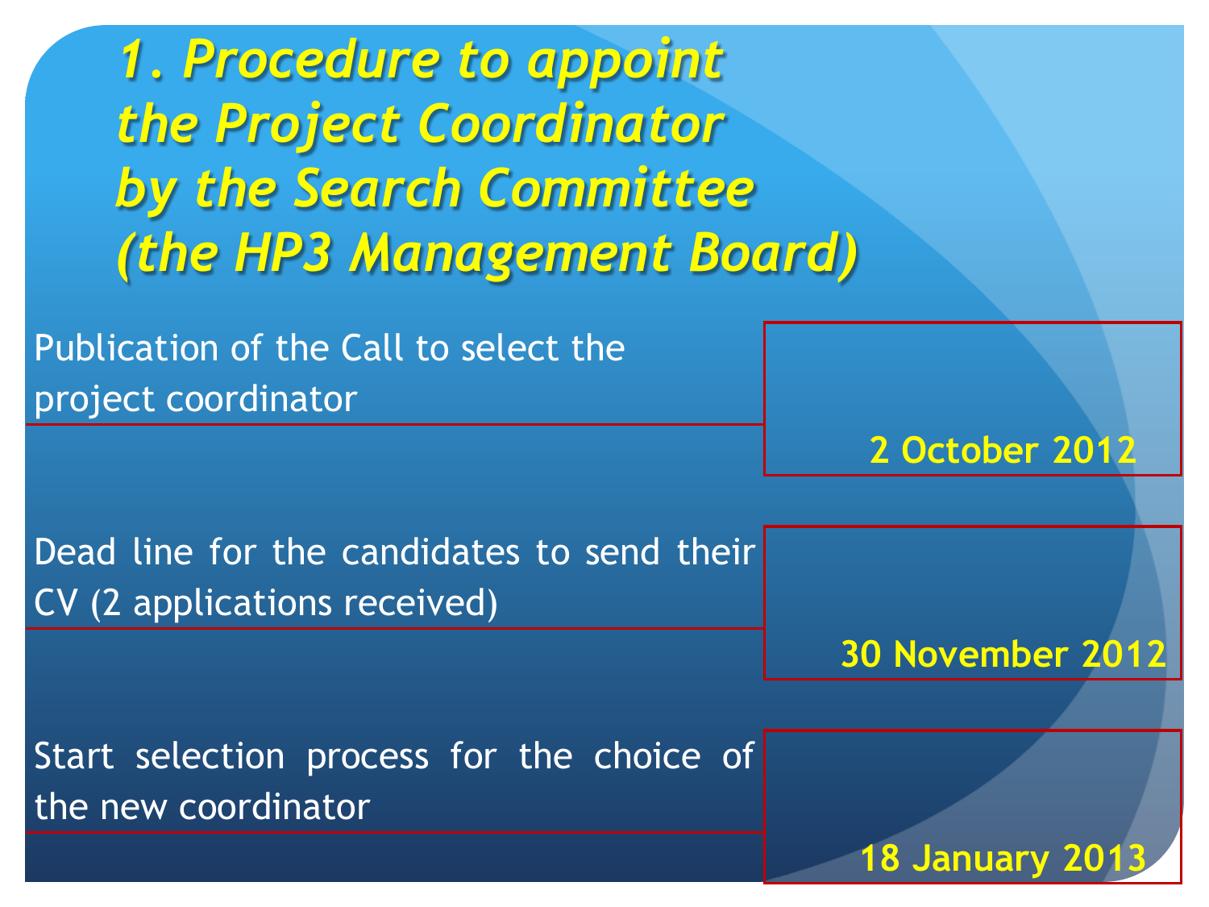# *1. Procedure to appoint the Project Coordinator by the Search Committee (the HP3 Management Board)*

| | |
|---|---|
| Publication of the Call to select the project coordinator | **2 October 2012** |
| Dead line for the candidates to send their CV (2 applications received) | **30 November 2012** |
| Start selection process for the choice of the new coordinator | **18 January 2013** |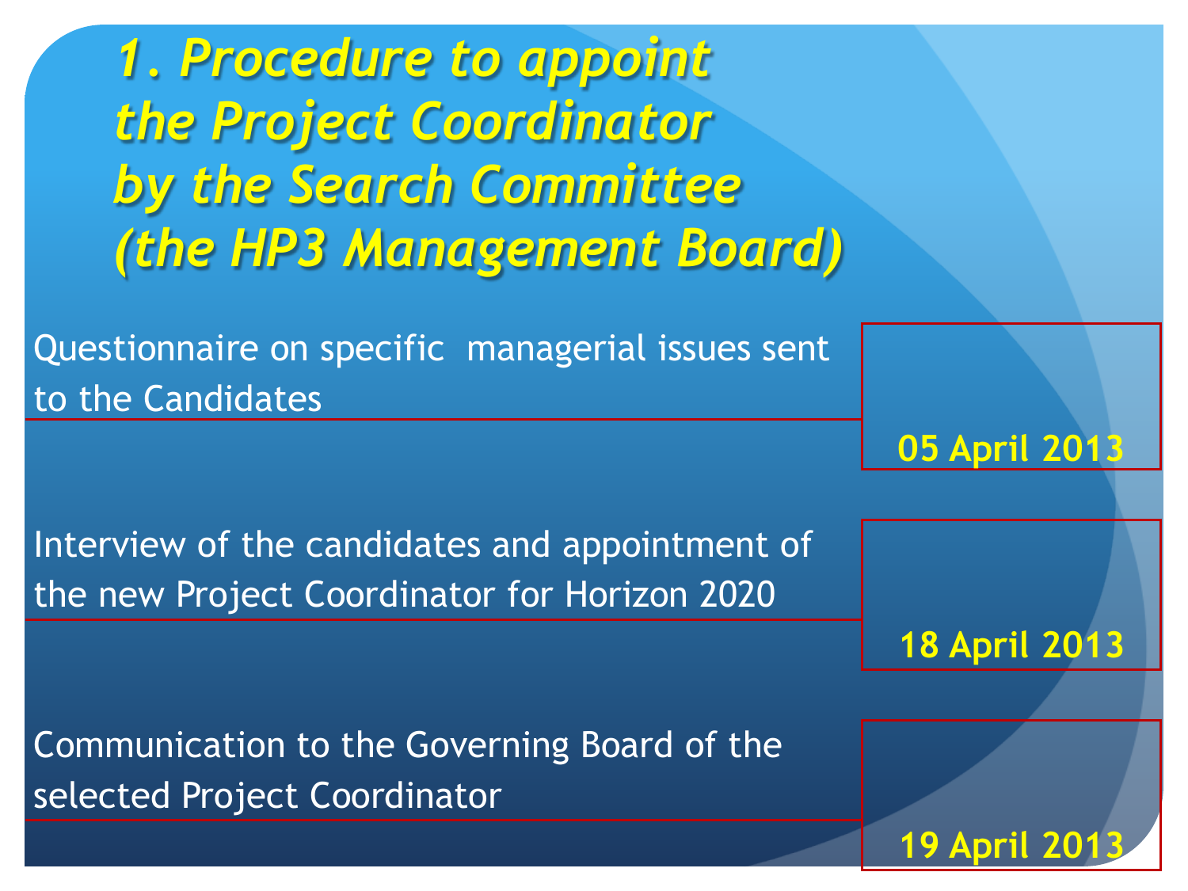# *1. Procedure to appoint the Project Coordinator by the Search Committee (the HP3 Management Board)*

| Step | Date |
|---|---|
| Questionnaire on specific managerial issues sent to the Candidates | **05 April 2013** |
| Interview of the candidates and appointment of the new Project Coordinator for Horizon 2020 | **18 April 2013** |
| Communication to the Governing Board of the selected Project Coordinator | **19 April 2013** |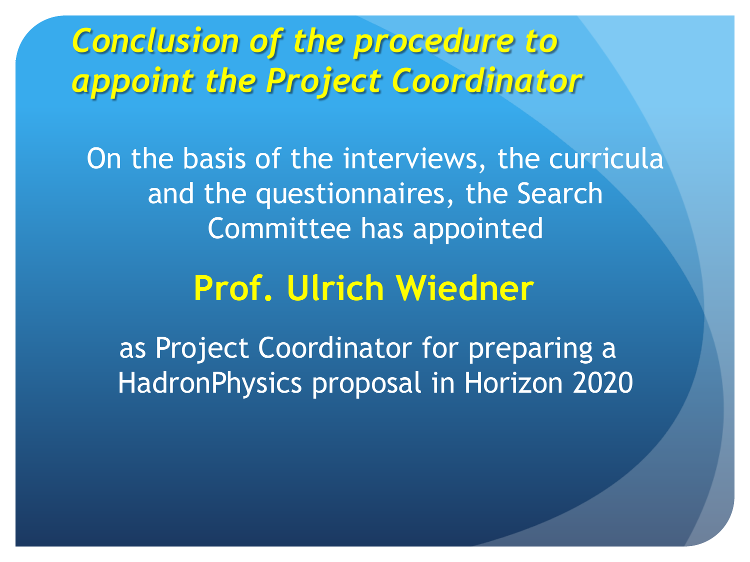# *Conclusion of the procedure to appoint the Project Coordinator*

On the basis of the interviews, the curricula and the questionnaires, the Search Committee has appointed

## Prof. Ulrich Wiedner

as Project Coordinator for preparing a HadronPhysics proposal in Horizon 2020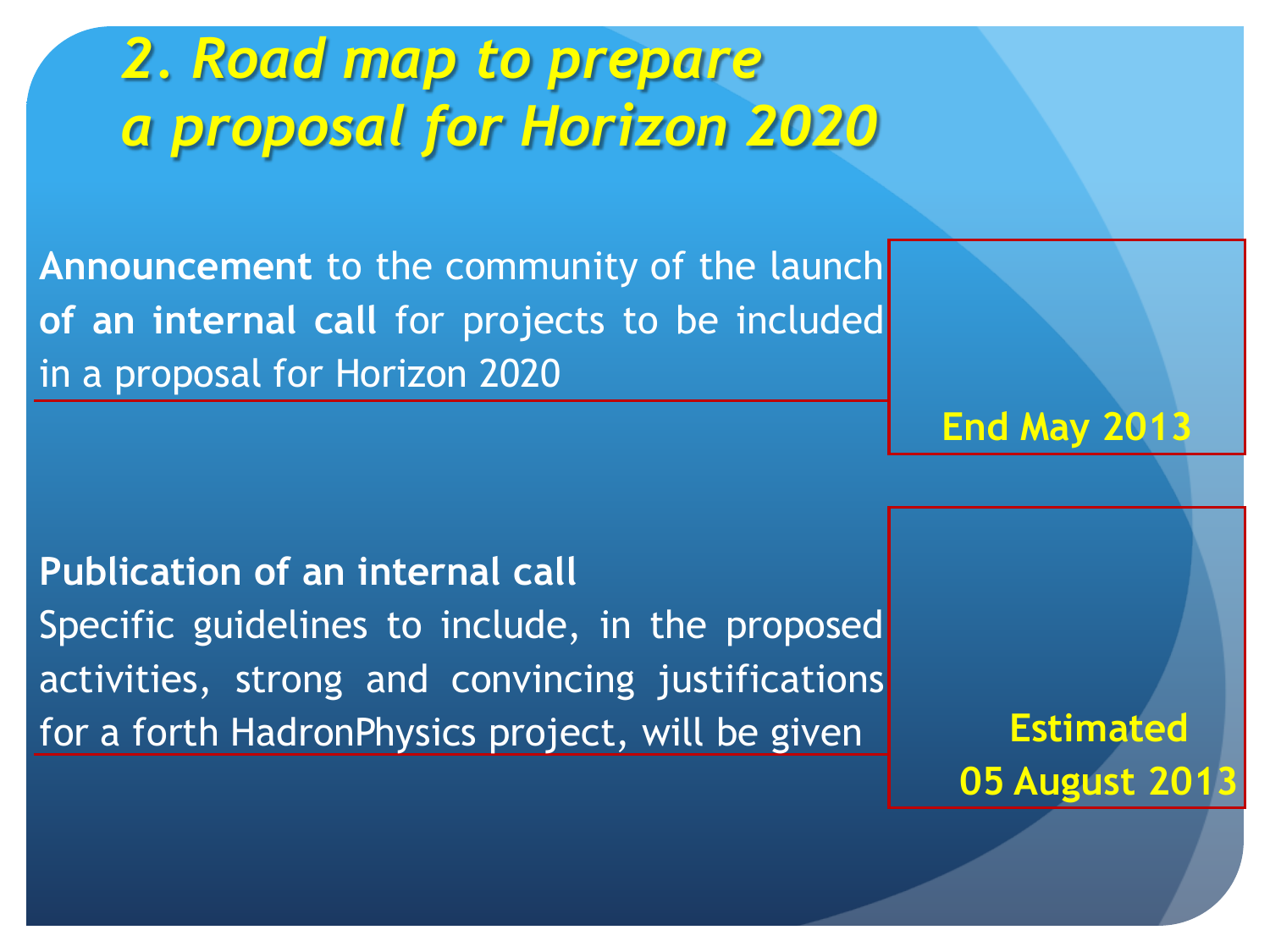# *2. Road map to prepare a proposal for Horizon 2020*

**Announcement** to the community of the launch **of an internal call** for projects to be included in a proposal for Horizon 2020

**End May 2013**

**Publication of an internal call**

Specific guidelines to include, in the proposed activities, strong and convincing justifications for a forth HadronPhysics project, will be given

**Estimated 05 August 2013**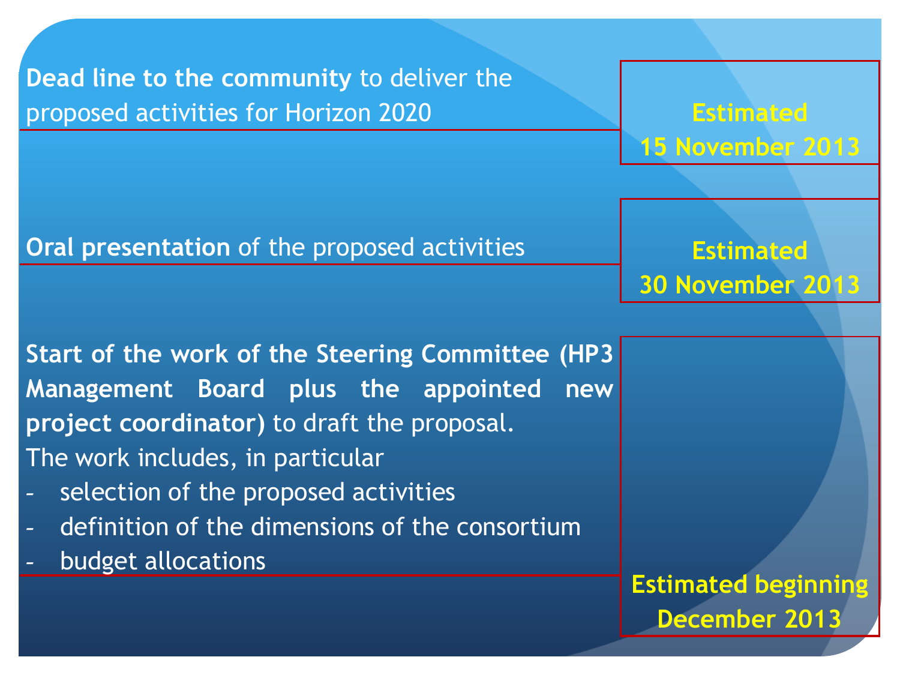**Dead line to the community** to deliver the proposed activities for Horizon 2020

**Estimated 15 November 2013**

**Oral presentation** of the proposed activities

**Estimated 30 November 2013**

**Start of the work of the Steering Committee (HP3 Management Board plus the appointed new project coordinator)** to draft the proposal.

The work includes, in particular

- selection of the proposed activities
- definition of the dimensions of the consortium
- budget allocations

**Estimated beginning December 2013**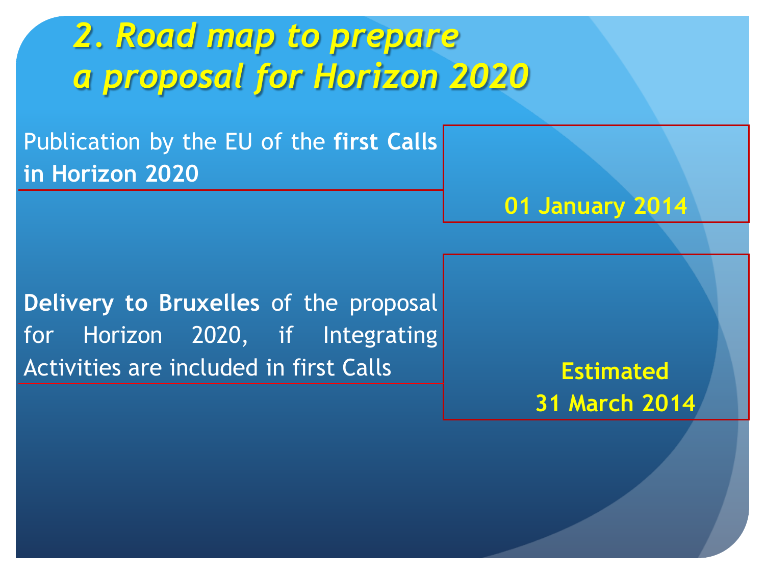# 2. Road map to prepare a proposal for Horizon 2020

| | |
|---|---|
| Publication by the EU of the **first Calls in Horizon 2020** | **01 January 2014** |
| **Delivery to Bruxelles** of the proposal for Horizon 2020, if Integrating Activities are included in first Calls | **Estimated 31 March 2014** |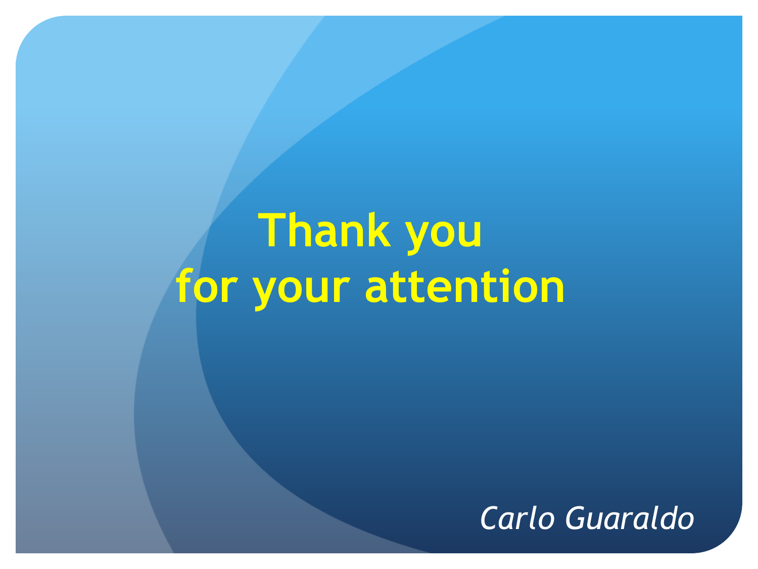# Thank you for your attention

*Carlo Guaraldo*